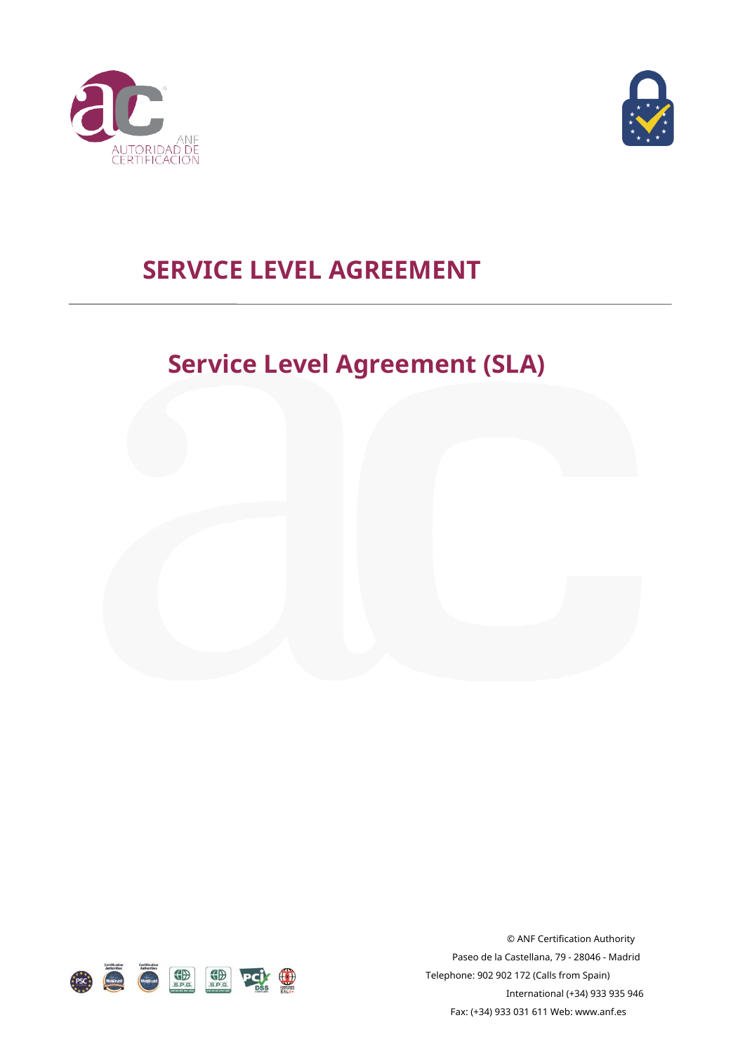# SERVICE LEVEL AGREEMENT

## Service Level Agreement (SLA)

© ANF Certification Authority

Paseo de la Castellana, 79 - 28046 - Madrid

Telephone: 902 902 172 (Calls from Spain)

International (+34) 933 935 946

Fax: (+34) 933 031 611 Web: www.anf.es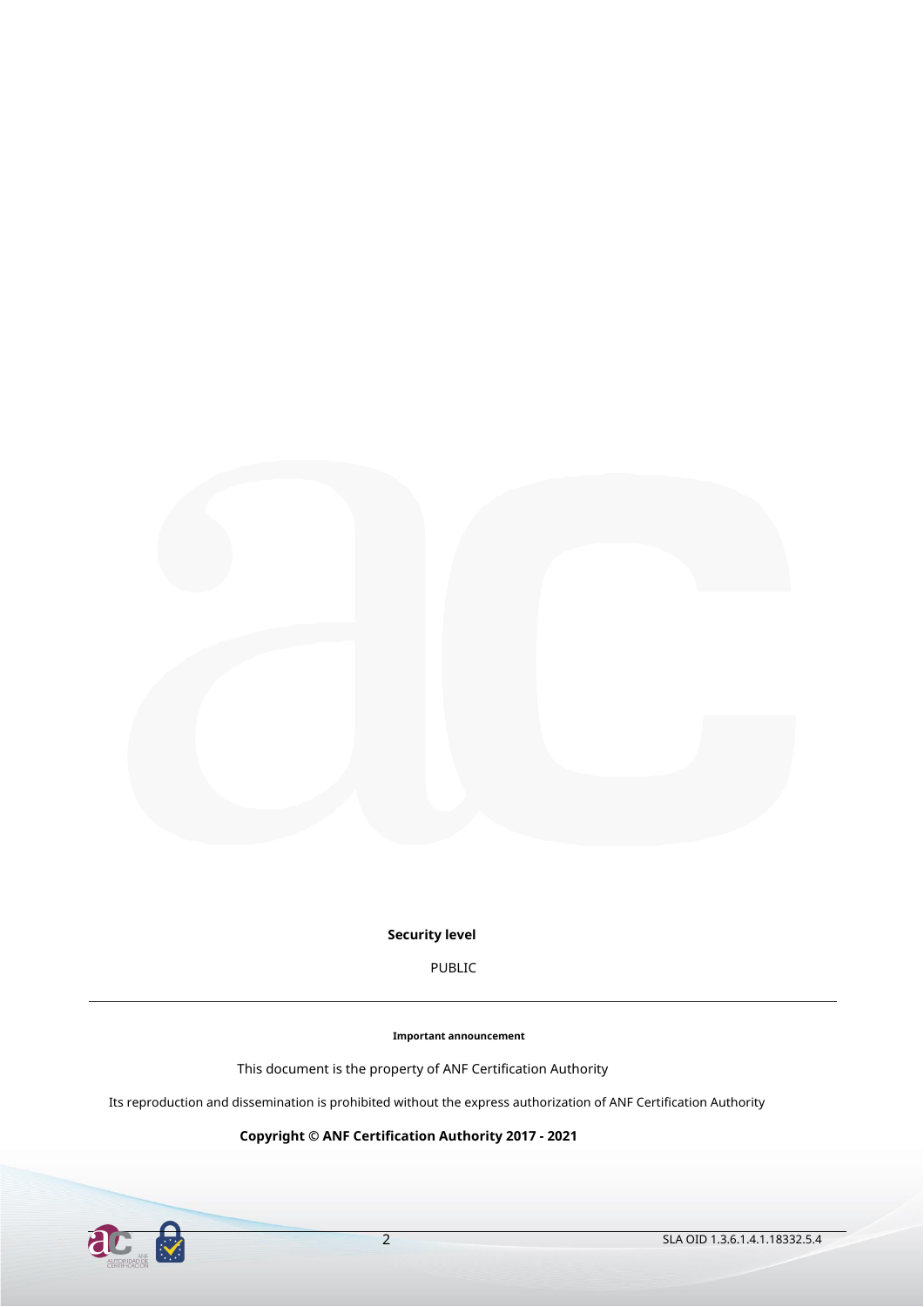**Security level**

PUBLIC

---

**Important announcement**

This document is the property of ANF Certification Authority

Its reproduction and dissemination is prohibited without the express authorization of ANF Certification Authority

**Copyright © ANF Certification Authority 2017 - 2021**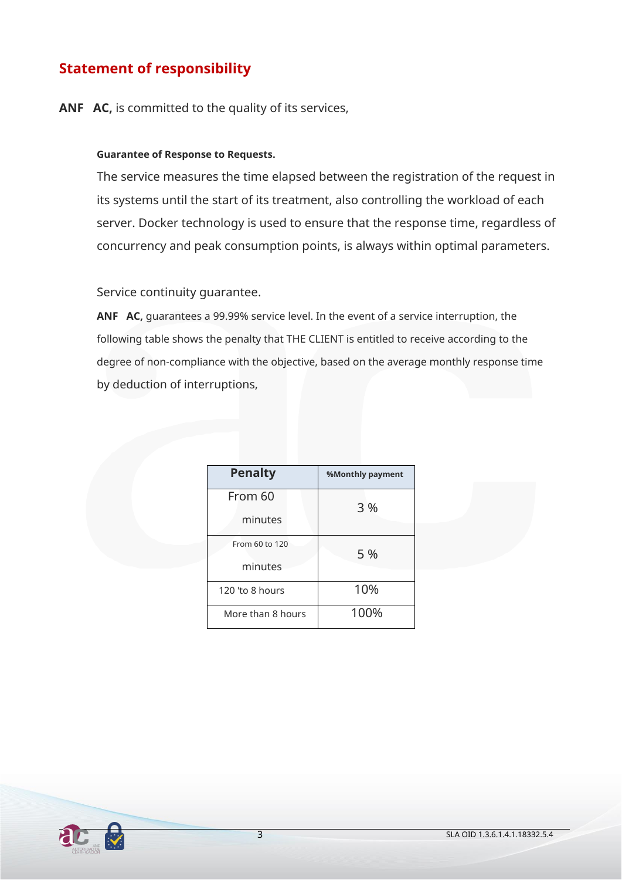## Statement of responsibility

**ANF AC,** is committed to the quality of its services,

**Guarantee of Response to Requests.**

The service measures the time elapsed between the registration of the request in its systems until the start of its treatment, also controlling the workload of each server. Docker technology is used to ensure that the response time, regardless of concurrency and peak consumption points, is always within optimal parameters.

Service continuity guarantee.

**ANF AC,** guarantees a 99.99% service level. In the event of a service interruption, the following table shows the penalty that THE CLIENT is entitled to receive according to the degree of non-compliance with the objective, based on the average monthly response time by deduction of interruptions,

| Penalty | %Monthly payment |
| --- | --- |
| From 60 minutes | 3 % |
| From 60 to 120 minutes | 5 % |
| 120 'to 8 hours | 10% |
| More than 8 hours | 100% |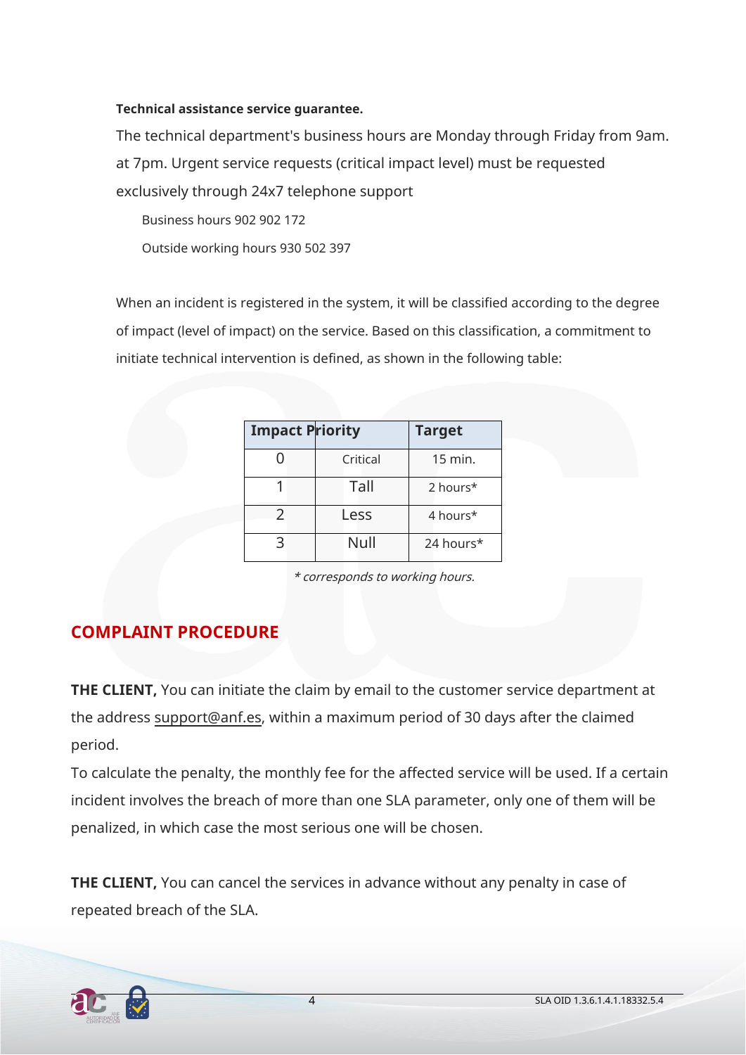**Technical assistance service guarantee.**

The technical department's business hours are Monday through Friday from 9am. at 7pm. Urgent service requests (critical impact level) must be requested exclusively through 24x7 telephone support

Business hours 902 902 172

Outside working hours 930 502 397

When an incident is registered in the system, it will be classified according to the degree of impact (level of impact) on the service. Based on this classification, a commitment to initiate technical intervention is defined, as shown in the following table:

| Impact Priority | | Target |
|---|---|---|
| 0 | Critical | 15 min. |
| 1 | Tall | 2 hours* |
| 2 | Less | 4 hours* |
| 3 | Null | 24 hours* |

*\* corresponds to working hours.*

## COMPLAINT PROCEDURE

**THE CLIENT,** You can initiate the claim by email to the customer service department at the address support@anf.es, within a maximum period of 30 days after the claimed period.

To calculate the penalty, the monthly fee for the affected service will be used. If a certain incident involves the breach of more than one SLA parameter, only one of them will be penalized, in which case the most serious one will be chosen.

**THE CLIENT,** You can cancel the services in advance without any penalty in case of repeated breach of the SLA.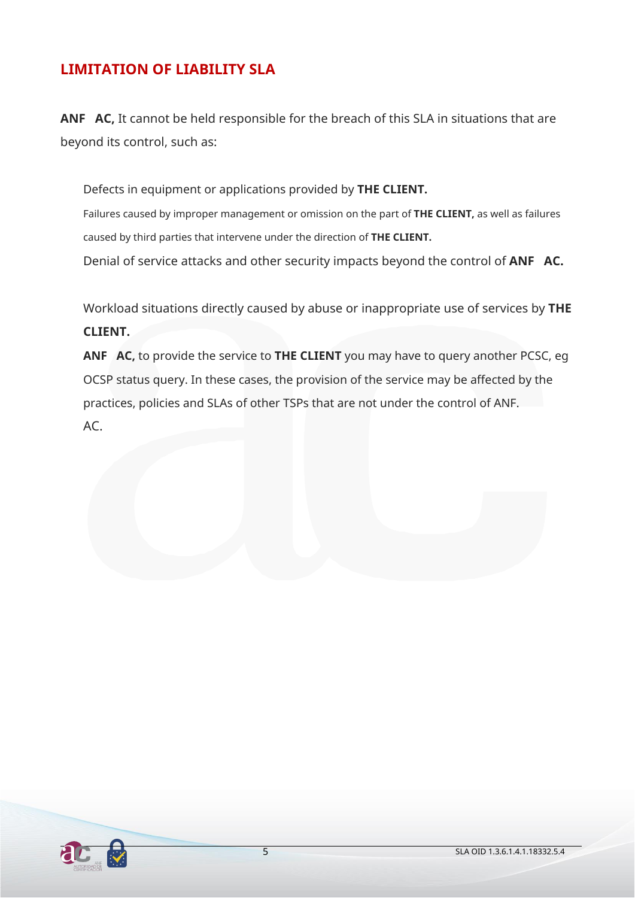## LIMITATION OF LIABILITY SLA

**ANF AC,** It cannot be held responsible for the breach of this SLA in situations that are beyond its control, such as:

- Defects in equipment or applications provided by **THE CLIENT.**
- Failures caused by improper management or omission on the part of **THE CLIENT,** as well as failures caused by third parties that intervene under the direction of **THE CLIENT.**
- Denial of service attacks and other security impacts beyond the control of **ANF AC.**
- Workload situations directly caused by abuse or inappropriate use of services by **THE CLIENT.**
- **ANF AC,** to provide the service to **THE CLIENT** you may have to query another PCSC, eg OCSP status query. In these cases, the provision of the service may be affected by the practices, policies and SLAs of other TSPs that are not under the control of ANF. AC.